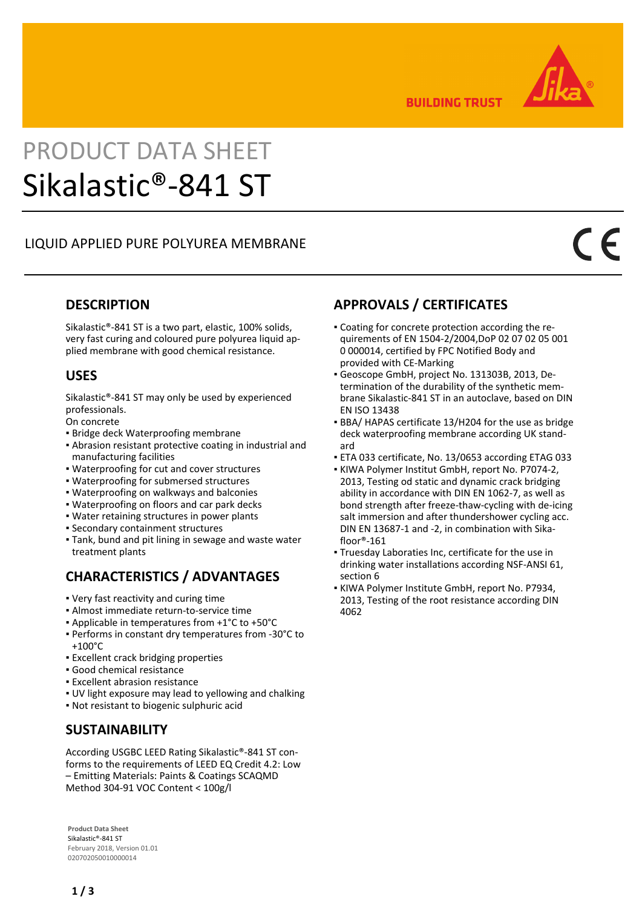BUILDING TRUST

# PRODUCT DATA SHEET
# Sikalastic®-841 ST

## LIQUID APPLIED PURE POLYUREA MEMBRANE

## DESCRIPTION

Sikalastic®-841 ST is a two part, elastic, 100% solids, very fast curing and coloured pure polyurea liquid applied membrane with good chemical resistance.

## USES

Sikalastic®-841 ST may only be used by experienced professionals.
On concrete

- Bridge deck Waterproofing membrane
- Abrasion resistant protective coating in industrial and manufacturing facilities
- Waterproofing for cut and cover structures
- Waterproofing for submersed structures
- Waterproofing on walkways and balconies
- Waterproofing on floors and car park decks
- Water retaining structures in power plants
- Secondary containment structures
- Tank, bund and pit lining in sewage and waste water treatment plants

## CHARACTERISTICS / ADVANTAGES

- Very fast reactivity and curing time
- Almost immediate return-to-service time
- Applicable in temperatures from +1°C to +50°C
- Performs in constant dry temperatures from -30°C to +100°C
- Excellent crack bridging properties
- Good chemical resistance
- Excellent abrasion resistance
- UV light exposure may lead to yellowing and chalking
- Not resistant to biogenic sulphuric acid

## SUSTAINABILITY

According USGBC LEED Rating Sikalastic®-841 ST conforms to the requirements of LEED EQ Credit 4.2: Low – Emitting Materials: Paints & Coatings SCAQMD Method 304-91 VOC Content < 100g/l

## APPROVALS / CERTIFICATES

- Coating for concrete protection according the requirements of EN 1504-2/2004,DoP 02 07 02 05 001 0 000014, certified by FPC Notified Body and provided with CE-Marking
- Geoscope GmbH, project No. 131303B, 2013, Determination of the durability of the synthetic membrane Sikalastic-841 ST in an autoclave, based on DIN EN ISO 13438
- BBA/ HAPAS certificate 13/H204 for the use as bridge deck waterproofing membrane according UK standard
- ETA 033 certificate, No. 13/0653 according ETAG 033
- KIWA Polymer Institut GmbH, report No. P7074-2, 2013, Testing od static and dynamic crack bridging ability in accordance with DIN EN 1062-7, as well as bond strength after freeze-thaw-cycling with de-icing salt immersion and after thundershower cycling acc. DIN EN 13687-1 and -2, in combination with Sikafloor®-161
- Truesday Laboraties Inc, certificate for the use in drinking water installations according NSF-ANSI 61, section 6
- KIWA Polymer Institute GmbH, report No. P7934, 2013, Testing of the root resistance according DIN 4062

**Product Data Sheet**
Sikalastic®-841 ST
February 2018, Version 01.01
020702050010000014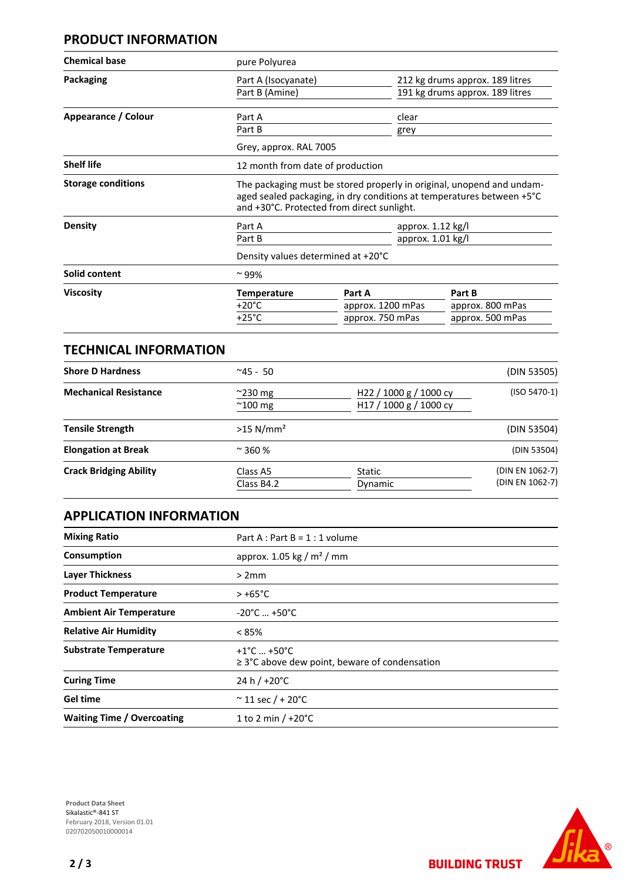## PRODUCT INFORMATION

| | | |
|---|---|---|
| **Chemical base** | pure Polyurea | |
| **Packaging** | Part A (Isocyanate) | 212 kg drums approx. 189 litres |
| | Part B (Amine) | 191 kg drums approx. 189 litres |
| **Appearance / Colour** | Part A | clear |
| | Part B | grey |
| | Grey, approx. RAL 7005 | |
| **Shelf life** | 12 month from date of production | |
| **Storage conditions** | The packaging must be stored properly in original, unopend and undamaged sealed packaging, in dry conditions at temperatures between +5°C and +30°C. Protected from direct sunlight. | |
| **Density** | Part A | approx. 1.12 kg/l |
| | Part B | approx. 1.01 kg/l |
| | Density values determined at +20°C | |
| **Solid content** | ~ 99% | |

**Viscosity**

| Temperature | Part A | Part B |
|---|---|---|
| +20°C | approx. 1200 mPas | approx. 800 mPas |
| +25°C | approx. 750 mPas | approx. 500 mPas |

## TECHNICAL INFORMATION

| | | | |
|---|---|---|---|
| **Shore D Hardness** | ~45 - 50 | | (DIN 53505) |
| **Mechanical Resistance** | ~230 mg | H22 / 1000 g / 1000 cy | (ISO 5470-1) |
| | ~100 mg | H17 / 1000 g / 1000 cy | |
| **Tensile Strength** | >15 N/mm² | | (DIN 53504) |
| **Elongation at Break** | ~ 360 % | | (DIN 53504) |
| **Crack Bridging Ability** | Class A5 | Static | (DIN EN 1062-7) |
| | Class B4.2 | Dynamic | (DIN EN 1062-7) |

## APPLICATION INFORMATION

| | |
|---|---|
| **Mixing Ratio** | Part A : Part B = 1 : 1 volume |
| **Consumption** | approx. 1.05 kg / m² / mm |
| **Layer Thickness** | > 2mm |
| **Product Temperature** | > +65°C |
| **Ambient Air Temperature** | -20°C ... +50°C |
| **Relative Air Humidity** | < 85% |
| **Substrate Temperature** | +1°C ... +50°C<br>≥ 3°C above dew point, beware of condensation |
| **Curing Time** | 24 h / +20°C |
| **Gel time** | ~ 11 sec / + 20°C |
| **Waiting Time / Overcoating** | 1 to 2 min / +20°C |

**Product Data Sheet**
Sikalastic®-841 ST
February 2018, Version 01.01
020702050010000014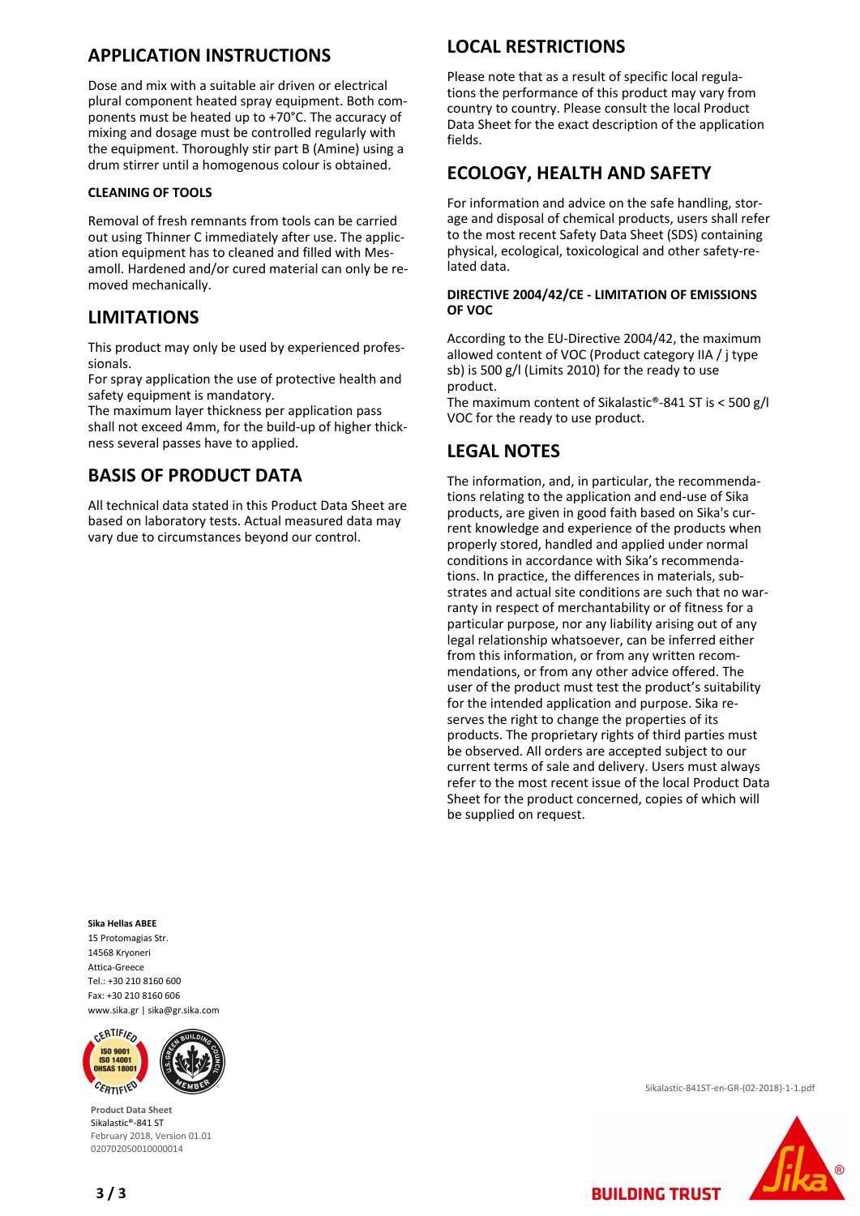## APPLICATION INSTRUCTIONS

Dose and mix with a suitable air driven or electrical plural component heated spray equipment. Both components must be heated up to +70°C. The accuracy of mixing and dosage must be controlled regularly with the equipment. Thoroughly stir part B (Amine) using a drum stirrer until a homogenous colour is obtained.

### CLEANING OF TOOLS

Removal of fresh remnants from tools can be carried out using Thinner C immediately after use. The application equipment has to cleaned and filled with Mesamoll. Hardened and/or cured material can only be removed mechanically.

## LIMITATIONS

This product may only be used by experienced professionals.
For spray application the use of protective health and safety equipment is mandatory.
The maximum layer thickness per application pass shall not exceed 4mm, for the build-up of higher thickness several passes have to applied.

## BASIS OF PRODUCT DATA

All technical data stated in this Product Data Sheet are based on laboratory tests. Actual measured data may vary due to circumstances beyond our control.

## LOCAL RESTRICTIONS

Please note that as a result of specific local regulations the performance of this product may vary from country to country. Please consult the local Product Data Sheet for the exact description of the application fields.

## ECOLOGY, HEALTH AND SAFETY

For information and advice on the safe handling, storage and disposal of chemical products, users shall refer to the most recent Safety Data Sheet (SDS) containing physical, ecological, toxicological and other safety-related data.

### DIRECTIVE 2004/42/CE - LIMITATION OF EMISSIONS OF VOC

According to the EU-Directive 2004/42, the maximum allowed content of VOC (Product category IIA / j type sb) is 500 g/l (Limits 2010) for the ready to use product.
The maximum content of Sikalastic®-841 ST is < 500 g/l VOC for the ready to use product.

## LEGAL NOTES

The information, and, in particular, the recommendations relating to the application and end-use of Sika products, are given in good faith based on Sika's current knowledge and experience of the products when properly stored, handled and applied under normal conditions in accordance with Sika's recommendations. In practice, the differences in materials, substrates and actual site conditions are such that no warranty in respect of merchantability or of fitness for a particular purpose, nor any liability arising out of any legal relationship whatsoever, can be inferred either from this information, or from any written recommendations, or from any other advice offered. The user of the product must test the product's suitability for the intended application and purpose. Sika reserves the right to change the properties of its products. The proprietary rights of third parties must be observed. All orders are accepted subject to our current terms of sale and delivery. Users must always refer to the most recent issue of the local Product Data Sheet for the product concerned, copies of which will be supplied on request.

**Sika Hellas ABEE**
15 Protomagias Str.
14568 Kryoneri
Attica-Greece
Tel.: +30 210 8160 600
Fax: +30 210 8160 606
www.sika.gr | sika@gr.sika.com

CERTIFIED ISO 9001 ISO 14001 OHSAS 18001

**Product Data Sheet**
Sikalastic®-841 ST
February 2018, Version 01.01
020702050010000014

Sikalastic-841ST-en-GR-(02-2018)-1-1.pdf

BUILDING TRUST